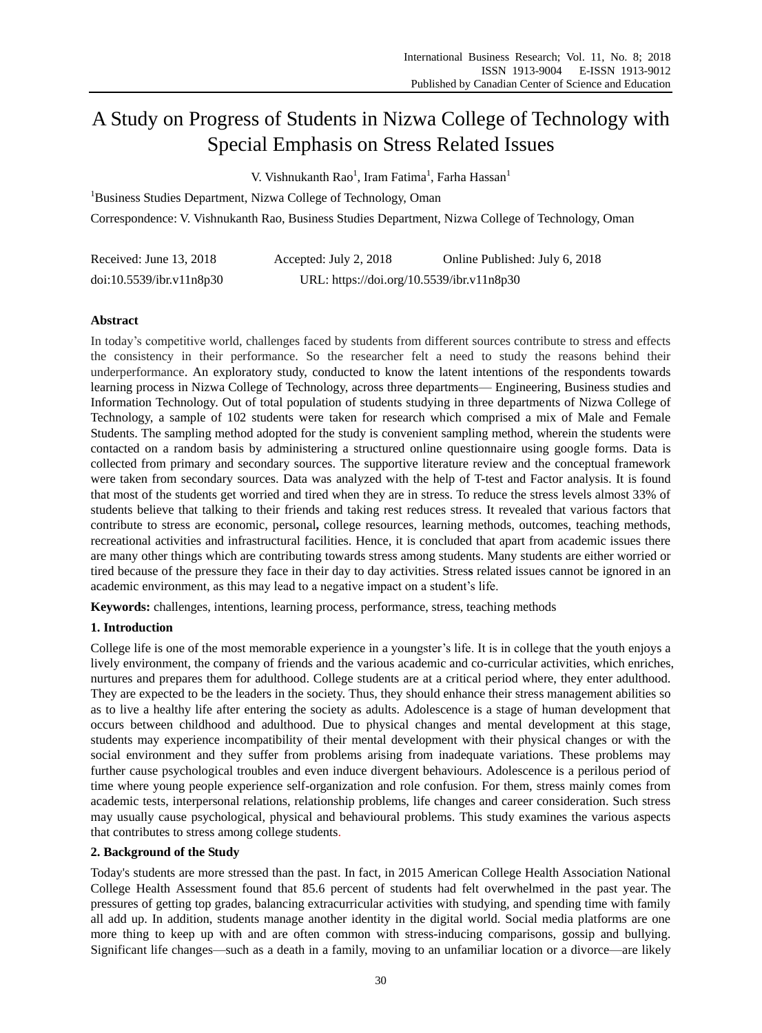# A Study on Progress of Students in Nizwa College of Technology with Special Emphasis on Stress Related Issues

V. Vishnukanth Rao[1], Iram Fatima[1], Farha Hassan[1]

[1]Business Studies Department, Nizwa College of Technology, Oman

Correspondence: V. Vishnukanth Rao, Business Studies Department, Nizwa College of Technology, Oman

Received: June 13, 2018    Accepted: July 2, 2018    Online Published: July 6, 2018

doi:10.5539/ibr.v11n8p30    URL: https://doi.org/10.5539/ibr.v11n8p30

## Abstract

In today's competitive world, challenges faced by students from different sources contribute to stress and effects the consistency in their performance. So the researcher felt a need to study the reasons behind their underperformance. An exploratory study, conducted to know the latent intentions of the respondents towards learning process in Nizwa College of Technology, across three departments— Engineering, Business studies and Information Technology. Out of total population of students studying in three departments of Nizwa College of Technology, a sample of 102 students were taken for research which comprised a mix of Male and Female Students. The sampling method adopted for the study is convenient sampling method, wherein the students were contacted on a random basis by administering a structured online questionnaire using google forms. Data is collected from primary and secondary sources. The supportive literature review and the conceptual framework were taken from secondary sources. Data was analyzed with the help of T-test and Factor analysis. It is found that most of the students get worried and tired when they are in stress. To reduce the stress levels almost 33% of students believe that talking to their friends and taking rest reduces stress. It revealed that various factors that contribute to stress are economic, personal**,** college resources, learning methods, outcomes, teaching methods, recreational activities and infrastructural facilities. Hence, it is concluded that apart from academic issues there are many other things which are contributing towards stress among students. Many students are either worried or tired because of the pressure they face in their day to day activities. Stress related issues cannot be ignored in an academic environment, as this may lead to a negative impact on a student's life.

**Keywords:** challenges, intentions, learning process, performance, stress, teaching methods

## 1. Introduction

College life is one of the most memorable experience in a youngster's life. It is in college that the youth enjoys a lively environment, the company of friends and the various academic and co-curricular activities, which enriches, nurtures and prepares them for adulthood. College students are at a critical period where, they enter adulthood. They are expected to be the leaders in the society. Thus, they should enhance their stress management abilities so as to live a healthy life after entering the society as adults. Adolescence is a stage of human development that occurs between childhood and adulthood. Due to physical changes and mental development at this stage, students may experience incompatibility of their mental development with their physical changes or with the social environment and they suffer from problems arising from inadequate variations. These problems may further cause psychological troubles and even induce divergent behaviours. Adolescence is a perilous period of time where young people experience self-organization and role confusion. For them, stress mainly comes from academic tests, interpersonal relations, relationship problems, life changes and career consideration. Such stress may usually cause psychological, physical and behavioural problems. This study examines the various aspects that contributes to stress among college students.

## 2. Background of the Study

Today's students are more stressed than the past. In fact, in 2015 American College Health Association National College Health Assessment found that 85.6 percent of students had felt overwhelmed in the past year. The pressures of getting top grades, balancing extracurricular activities with studying, and spending time with family all add up. In addition, students manage another identity in the digital world. Social media platforms are one more thing to keep up with and are often common with stress-inducing comparisons, gossip and bullying. Significant life changes—such as a death in a family, moving to an unfamiliar location or a divorce—are likely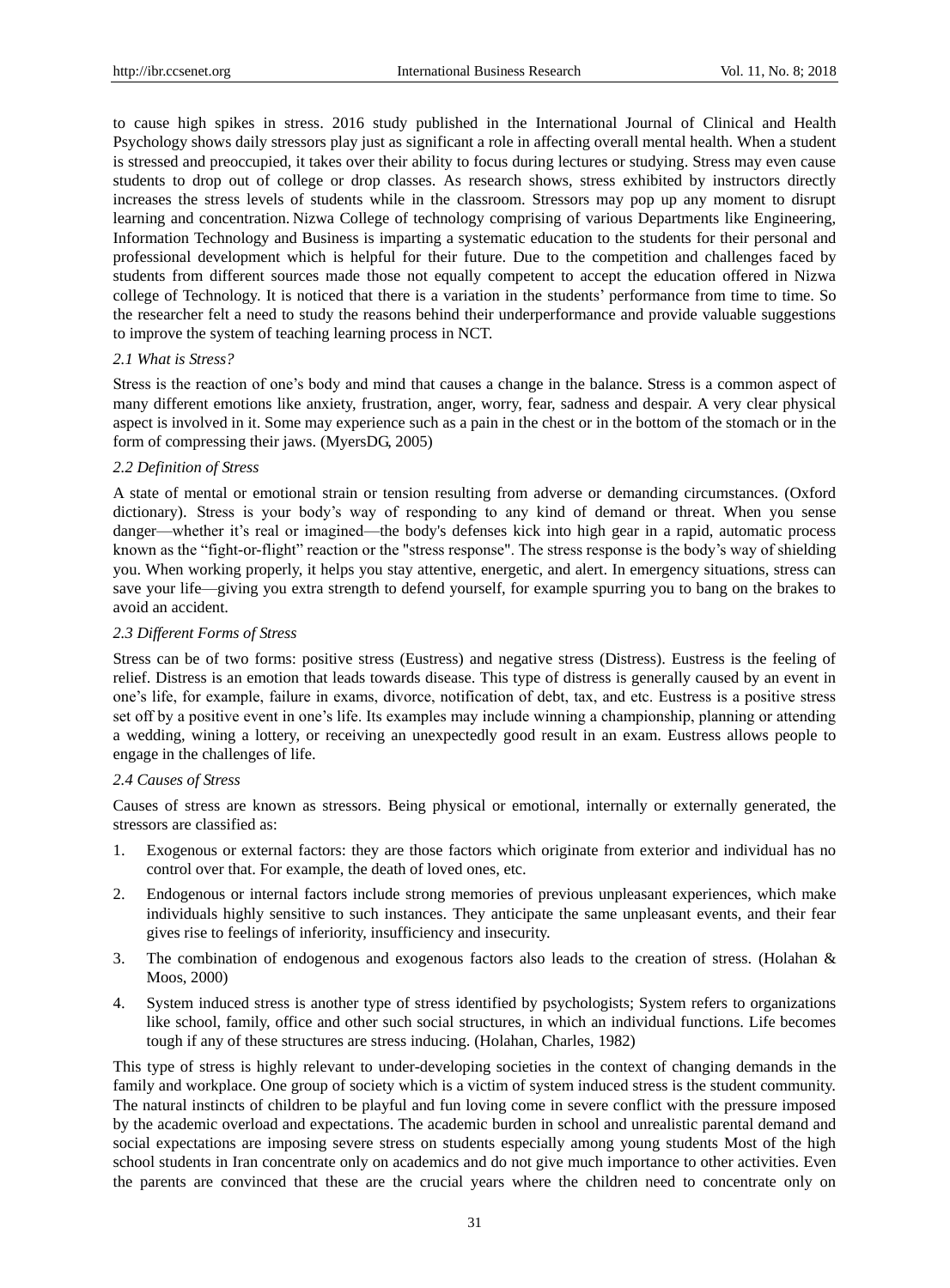to cause high spikes in stress. 2016 study published in the International Journal of Clinical and Health Psychology shows daily stressors play just as significant a role in affecting overall mental health. When a student is stressed and preoccupied, it takes over their ability to focus during lectures or studying. Stress may even cause students to drop out of college or drop classes. As research shows, stress exhibited by instructors directly increases the stress levels of students while in the classroom. Stressors may pop up any moment to disrupt learning and concentration. Nizwa College of technology comprising of various Departments like Engineering, Information Technology and Business is imparting a systematic education to the students for their personal and professional development which is helpful for their future. Due to the competition and challenges faced by students from different sources made those not equally competent to accept the education offered in Nizwa college of Technology. It is noticed that there is a variation in the students' performance from time to time. So the researcher felt a need to study the reasons behind their underperformance and provide valuable suggestions to improve the system of teaching learning process in NCT.

### *2.1 What is Stress?*

Stress is the reaction of one's body and mind that causes a change in the balance. Stress is a common aspect of many different emotions like anxiety, frustration, anger, worry, fear, sadness and despair. A very clear physical aspect is involved in it. Some may experience such as a pain in the chest or in the bottom of the stomach or in the form of compressing their jaws. (MyersDG, 2005)

### *2.2 Definition of Stress*

A state of mental or emotional strain or tension resulting from adverse or demanding circumstances. (Oxford dictionary). Stress is your body's way of responding to any kind of demand or threat. When you sense danger—whether it's real or imagined—the body's defenses kick into high gear in a rapid, automatic process known as the "fight-or-flight" reaction or the "stress response". The stress response is the body's way of shielding you. When working properly, it helps you stay attentive, energetic, and alert. In emergency situations, stress can save your life—giving you extra strength to defend yourself, for example spurring you to bang on the brakes to avoid an accident.

### *2.3 Different Forms of Stress*

Stress can be of two forms: positive stress (Eustress) and negative stress (Distress). Eustress is the feeling of relief. Distress is an emotion that leads towards disease. This type of distress is generally caused by an event in one's life, for example, failure in exams, divorce, notification of debt, tax, and etc. Eustress is a positive stress set off by a positive event in one's life. Its examples may include winning a championship, planning or attending a wedding, wining a lottery, or receiving an unexpectedly good result in an exam. Eustress allows people to engage in the challenges of life.

### *2.4 Causes of Stress*

Causes of stress are known as stressors. Being physical or emotional, internally or externally generated, the stressors are classified as:

1. Exogenous or external factors: they are those factors which originate from exterior and individual has no control over that. For example, the death of loved ones, etc.
2. Endogenous or internal factors include strong memories of previous unpleasant experiences, which make individuals highly sensitive to such instances. They anticipate the same unpleasant events, and their fear gives rise to feelings of inferiority, insufficiency and insecurity.
3. The combination of endogenous and exogenous factors also leads to the creation of stress. (Holahan & Moos, 2000)
4. System induced stress is another type of stress identified by psychologists; System refers to organizations like school, family, office and other such social structures, in which an individual functions. Life becomes tough if any of these structures are stress inducing. (Holahan, Charles, 1982)

This type of stress is highly relevant to under-developing societies in the context of changing demands in the family and workplace. One group of society which is a victim of system induced stress is the student community. The natural instincts of children to be playful and fun loving come in severe conflict with the pressure imposed by the academic overload and expectations. The academic burden in school and unrealistic parental demand and social expectations are imposing severe stress on students especially among young students Most of the high school students in Iran concentrate only on academics and do not give much importance to other activities. Even the parents are convinced that these are the crucial years where the children need to concentrate only on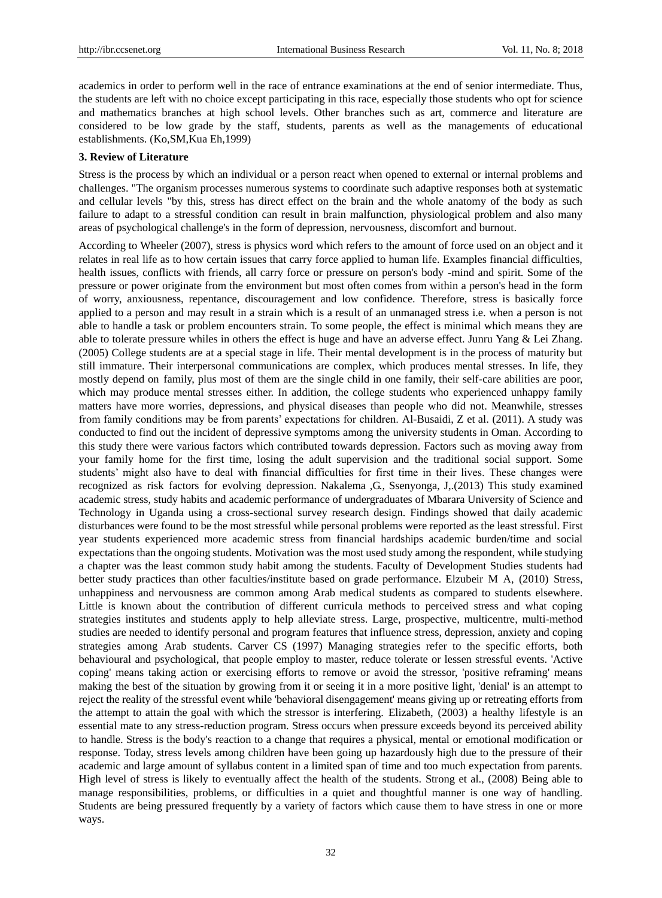academics in order to perform well in the race of entrance examinations at the end of senior intermediate. Thus, the students are left with no choice except participating in this race, especially those students who opt for science and mathematics branches at high school levels. Other branches such as art, commerce and literature are considered to be low grade by the staff, students, parents as well as the managements of educational establishments. (Ko,SM,Kua Eh,1999)

### 3. Review of Literature

Stress is the process by which an individual or a person react when opened to external or internal problems and challenges. "The organism processes numerous systems to coordinate such adaptive responses both at systematic and cellular levels "by this, stress has direct effect on the brain and the whole anatomy of the body as such failure to adapt to a stressful condition can result in brain malfunction, physiological problem and also many areas of psychological challenge's in the form of depression, nervousness, discomfort and burnout.

According to Wheeler (2007), stress is physics word which refers to the amount of force used on an object and it relates in real life as to how certain issues that carry force applied to human life. Examples financial difficulties, health issues, conflicts with friends, all carry force or pressure on person's body -mind and spirit. Some of the pressure or power originate from the environment but most often comes from within a person's head in the form of worry, anxiousness, repentance, discouragement and low confidence. Therefore, stress is basically force applied to a person and may result in a strain which is a result of an unmanaged stress i.e. when a person is not able to handle a task or problem encounters strain. To some people, the effect is minimal which means they are able to tolerate pressure whiles in others the effect is huge and have an adverse effect. Junru Yang & Lei Zhang. (2005) College students are at a special stage in life. Their mental development is in the process of maturity but still immature. Their interpersonal communications are complex, which produces mental stresses. In life, they mostly depend on family, plus most of them are the single child in one family, their self-care abilities are poor, which may produce mental stresses either. In addition, the college students who experienced unhappy family matters have more worries, depressions, and physical diseases than people who did not. Meanwhile, stresses from family conditions may be from parents' expectations for children. Al-Busaidi, Z et al. (2011). A study was conducted to find out the incident of depressive symptoms among the university students in Oman. According to this study there were various factors which contributed towards depression. Factors such as moving away from your family home for the first time, losing the adult supervision and the traditional social support. Some students' might also have to deal with financial difficulties for first time in their lives. These changes were recognized as risk factors for evolving depression. Nakalema ,G., Ssenyonga, J,.(2013) This study examined academic stress, study habits and academic performance of undergraduates of Mbarara University of Science and Technology in Uganda using a cross-sectional survey research design. Findings showed that daily academic disturbances were found to be the most stressful while personal problems were reported as the least stressful. First year students experienced more academic stress from financial hardships academic burden/time and social expectations than the ongoing students. Motivation was the most used study among the respondent, while studying a chapter was the least common study habit among the students. Faculty of Development Studies students had better study practices than other faculties/institute based on grade performance. Elzubeir M A, (2010) Stress, unhappiness and nervousness are common among Arab medical students as compared to students elsewhere. Little is known about the contribution of different curricula methods to perceived stress and what coping strategies institutes and students apply to help alleviate stress. Large, prospective, multicentre, multi-method studies are needed to identify personal and program features that influence stress, depression, anxiety and coping strategies among Arab students. Carver CS (1997) Managing strategies refer to the specific efforts, both behavioural and psychological, that people employ to master, reduce tolerate or lessen stressful events. 'Active coping' means taking action or exercising efforts to remove or avoid the stressor, 'positive reframing' means making the best of the situation by growing from it or seeing it in a more positive light, 'denial' is an attempt to reject the reality of the stressful event while 'behavioral disengagement' means giving up or retreating efforts from the attempt to attain the goal with which the stressor is interfering. Elizabeth, (2003) a healthy lifestyle is an essential mate to any stress-reduction program. Stress occurs when pressure exceeds beyond its perceived ability to handle. Stress is the body's reaction to a change that requires a physical, mental or emotional modification or response. Today, stress levels among children have been going up hazardously high due to the pressure of their academic and large amount of syllabus content in a limited span of time and too much expectation from parents. High level of stress is likely to eventually affect the health of the students. Strong et al., (2008) Being able to manage responsibilities, problems, or difficulties in a quiet and thoughtful manner is one way of handling. Students are being pressured frequently by a variety of factors which cause them to have stress in one or more ways.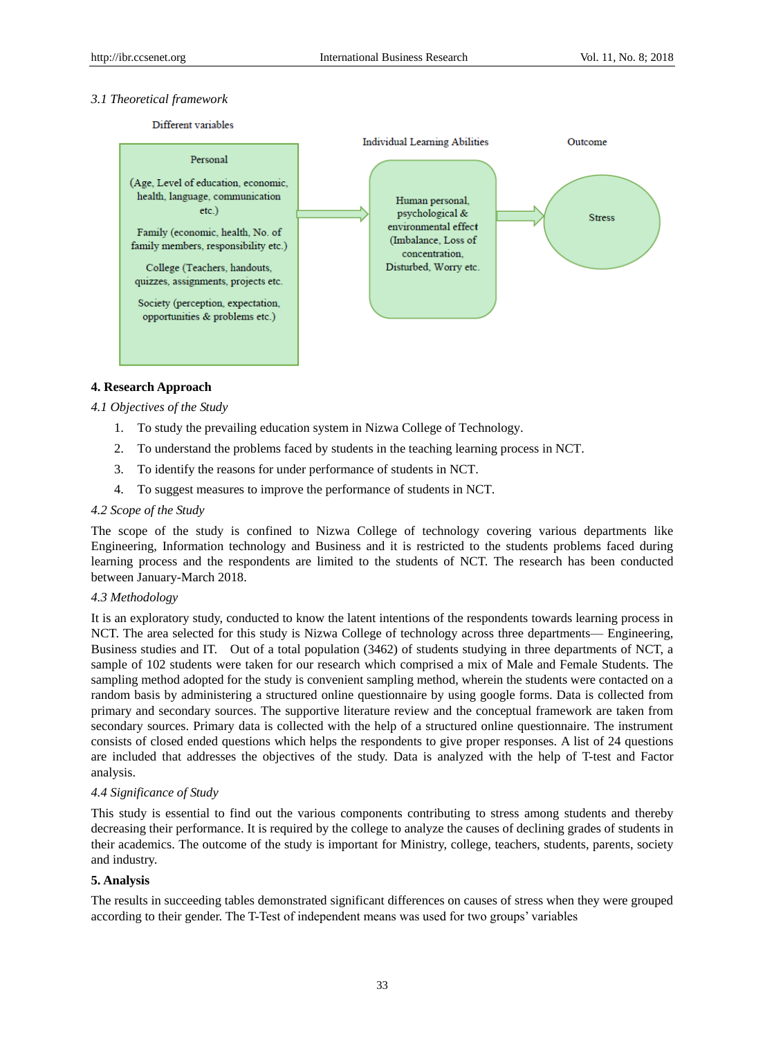*3.1 Theoretical framework*

Different variables

Individual Learning Abilities

Outcome

Personal

(Age, Level of education, economic, health, language, communication etc.)

Family (economic, health, No. of family members, responsibility etc.)

College (Teachers, handouts, quizzes, assignments, projects etc.

Society (perception, expectation, opportunities & problems etc.)

Human personal, psychological & environmental effect (Imbalance, Loss of concentration, Disturbed, Worry etc.

Stress

## 4. Research Approach

*4.1 Objectives of the Study*

1. To study the prevailing education system in Nizwa College of Technology.
2. To understand the problems faced by students in the teaching learning process in NCT.
3. To identify the reasons for under performance of students in NCT.
4. To suggest measures to improve the performance of students in NCT.

*4.2 Scope of the Study*

The scope of the study is confined to Nizwa College of technology covering various departments like Engineering, Information technology and Business and it is restricted to the students problems faced during learning process and the respondents are limited to the students of NCT. The research has been conducted between January-March 2018.

*4.3 Methodology*

It is an exploratory study, conducted to know the latent intentions of the respondents towards learning process in NCT. The area selected for this study is Nizwa College of technology across three departments— Engineering, Business studies and IT. Out of a total population (3462) of students studying in three departments of NCT, a sample of 102 students were taken for our research which comprised a mix of Male and Female Students. The sampling method adopted for the study is convenient sampling method, wherein the students were contacted on a random basis by administering a structured online questionnaire by using google forms. Data is collected from primary and secondary sources. The supportive literature review and the conceptual framework are taken from secondary sources. Primary data is collected with the help of a structured online questionnaire. The instrument consists of closed ended questions which helps the respondents to give proper responses. A list of 24 questions are included that addresses the objectives of the study. Data is analyzed with the help of T-test and Factor analysis.

*4.4 Significance of Study*

This study is essential to find out the various components contributing to stress among students and thereby decreasing their performance. It is required by the college to analyze the causes of declining grades of students in their academics. The outcome of the study is important for Ministry, college, teachers, students, parents, society and industry.

## 5. Analysis

The results in succeeding tables demonstrated significant differences on causes of stress when they were grouped according to their gender. The T-Test of independent means was used for two groups' variables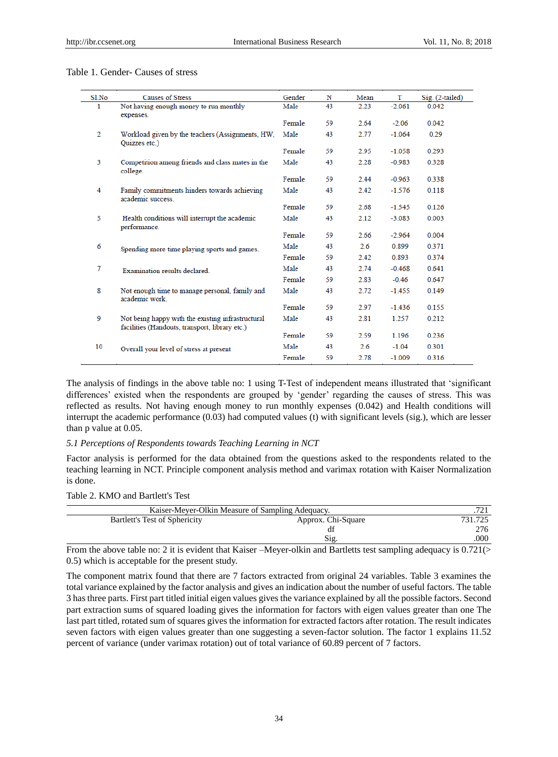Table 1. Gender- Causes of stress

| Sl.No | Causes of Stress | Gender | N | Mean | T | Sig. (2-tailed) |
|---|---|---|---|---|---|---|
| 1 | Not having enough money to run monthly expenses. | Male | 43 | 2.23 | -2.061 | 0.042 |
| | | Female | 59 | 2.64 | -2.06 | 0.042 |
| 2 | Workload given by the teachers (Assignments, HW, Quizzes etc.) | Male | 43 | 2.77 | -1.064 | 0.29 |
| | | Female | 59 | 2.95 | -1.058 | 0.293 |
| 3 | Competition among friends and class mates in the college. | Male | 43 | 2.28 | -0.983 | 0.328 |
| | | Female | 59 | 2.44 | -0.963 | 0.338 |
| 4 | Family commitments hinders towards achieving academic success. | Male | 43 | 2.42 | -1.576 | 0.118 |
| | | Female | 59 | 2.68 | -1.545 | 0.126 |
| 5 | Health conditions will interrupt the academic performance. | Male | 43 | 2.12 | -3.083 | 0.003 |
| | | Female | 59 | 2.66 | -2.964 | 0.004 |
| 6 | Spending more time playing sports and games. | Male | 43 | 2.6 | 0.899 | 0.371 |
| | | Female | 59 | 2.42 | 0.893 | 0.374 |
| 7 | Examination results declared. | Male | 43 | 2.74 | -0.468 | 0.641 |
| | | Female | 59 | 2.83 | -0.46 | 0.647 |
| 8 | Not enough time to manage personal, family and academic work. | Male | 43 | 2.72 | -1.455 | 0.149 |
| | | Female | 59 | 2.97 | -1.436 | 0.155 |
| 9 | Not being happy with the existing infrastructural facilities (Handouts, transport, library etc.) | Male | 43 | 2.81 | 1.257 | 0.212 |
| | | Female | 59 | 2.59 | 1.196 | 0.236 |
| 10 | Overall your level of stress at present | Male | 43 | 2.6 | -1.04 | 0.301 |
| | | Female | 59 | 2.78 | -1.009 | 0.316 |

The analysis of findings in the above table no: 1 using T-Test of independent means illustrated that 'significant differences' existed when the respondents are grouped by 'gender' regarding the causes of stress. This was reflected as results. Not having enough money to run monthly expenses (0.042) and Health conditions will interrupt the academic performance (0.03) had computed values (t) with significant levels (sig.), which are lesser than p value at 0.05.

### *5.1 Perceptions of Respondents towards Teaching Learning in NCT*

Factor analysis is performed for the data obtained from the questions asked to the respondents related to the teaching learning in NCT. Principle component analysis method and varimax rotation with Kaiser Normalization is done.

Table 2. KMO and Bartlett's Test

| Kaiser-Meyer-Olkin Measure of Sampling Adequacy. | | .721 |
|---|---|---|
| Bartlett's Test of Sphericity | Approx. Chi-Square | 731.725 |
| | df | 276 |
| | Sig. | .000 |

From the above table no: 2 it is evident that Kaiser –Meyer-olkin and Bartletts test sampling adequacy is 0.721(> 0.5) which is acceptable for the present study.

The component matrix found that there are 7 factors extracted from original 24 variables. Table 3 examines the total variance explained by the factor analysis and gives an indication about the number of useful factors. The table 3 has three parts. First part titled initial eigen values gives the variance explained by all the possible factors. Second part extraction sums of squared loading gives the information for factors with eigen values greater than one The last part titled, rotated sum of squares gives the information for extracted factors after rotation. The result indicates seven factors with eigen values greater than one suggesting a seven-factor solution. The factor 1 explains 11.52 percent of variance (under varimax rotation) out of total variance of 60.89 percent of 7 factors.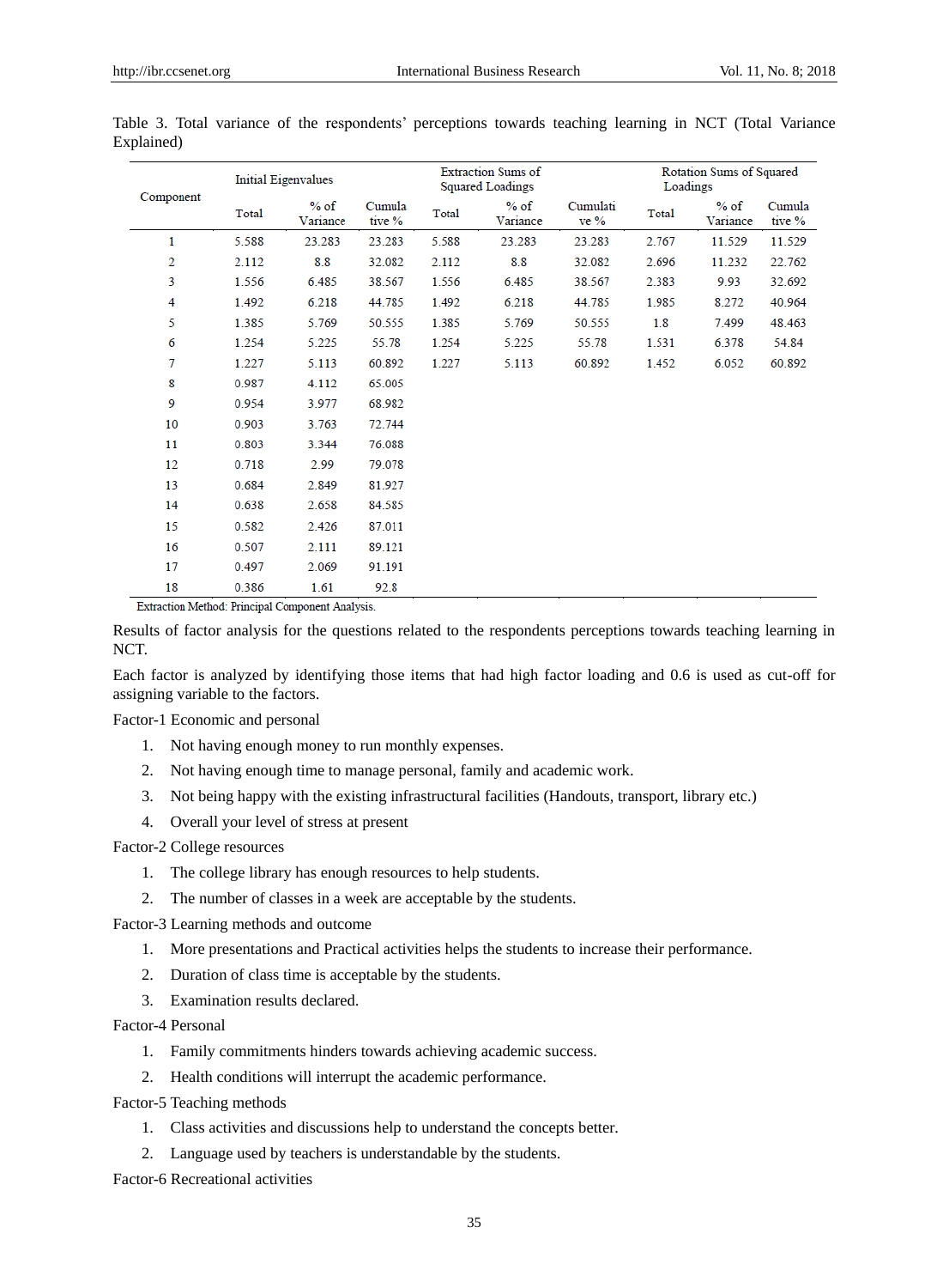Table 3. Total variance of the respondents' perceptions towards teaching learning in NCT (Total Variance Explained)

| Component | Initial Eigenvalues | | | Extraction Sums of Squared Loadings | | | Rotation Sums of Squared Loadings | | |
|---|---|---|---|---|---|---|---|---|---|
| | Total | % of Variance | Cumulative % | Total | % of Variance | Cumulative % | Total | % of Variance | Cumulative % |
| 1 | 5.588 | 23.283 | 23.283 | 5.588 | 23.283 | 23.283 | 2.767 | 11.529 | 11.529 |
| 2 | 2.112 | 8.8 | 32.082 | 2.112 | 8.8 | 32.082 | 2.696 | 11.232 | 22.762 |
| 3 | 1.556 | 6.485 | 38.567 | 1.556 | 6.485 | 38.567 | 2.383 | 9.93 | 32.692 |
| 4 | 1.492 | 6.218 | 44.785 | 1.492 | 6.218 | 44.785 | 1.985 | 8.272 | 40.964 |
| 5 | 1.385 | 5.769 | 50.555 | 1.385 | 5.769 | 50.555 | 1.8 | 7.499 | 48.463 |
| 6 | 1.254 | 5.225 | 55.78 | 1.254 | 5.225 | 55.78 | 1.531 | 6.378 | 54.84 |
| 7 | 1.227 | 5.113 | 60.892 | 1.227 | 5.113 | 60.892 | 1.452 | 6.052 | 60.892 |
| 8 | 0.987 | 4.112 | 65.005 | | | | | | |
| 9 | 0.954 | 3.977 | 68.982 | | | | | | |
| 10 | 0.903 | 3.763 | 72.744 | | | | | | |
| 11 | 0.803 | 3.344 | 76.088 | | | | | | |
| 12 | 0.718 | 2.99 | 79.078 | | | | | | |
| 13 | 0.684 | 2.849 | 81.927 | | | | | | |
| 14 | 0.638 | 2.658 | 84.585 | | | | | | |
| 15 | 0.582 | 2.426 | 87.011 | | | | | | |
| 16 | 0.507 | 2.111 | 89.121 | | | | | | |
| 17 | 0.497 | 2.069 | 91.191 | | | | | | |
| 18 | 0.386 | 1.61 | 92.8 | | | | | | |

Extraction Method: Principal Component Analysis.

Results of factor analysis for the questions related to the respondents perceptions towards teaching learning in NCT.

Each factor is analyzed by identifying those items that had high factor loading and 0.6 is used as cut-off for assigning variable to the factors.

Factor-1 Economic and personal

1. Not having enough money to run monthly expenses.
2. Not having enough time to manage personal, family and academic work.
3. Not being happy with the existing infrastructural facilities (Handouts, transport, library etc.)
4. Overall your level of stress at present

Factor-2 College resources

1. The college library has enough resources to help students.
2. The number of classes in a week are acceptable by the students.

Factor-3 Learning methods and outcome

1. More presentations and Practical activities helps the students to increase their performance.
2. Duration of class time is acceptable by the students.
3. Examination results declared.

Factor-4 Personal

1. Family commitments hinders towards achieving academic success.
2. Health conditions will interrupt the academic performance.

Factor-5 Teaching methods

1. Class activities and discussions help to understand the concepts better.
2. Language used by teachers is understandable by the students.

Factor-6 Recreational activities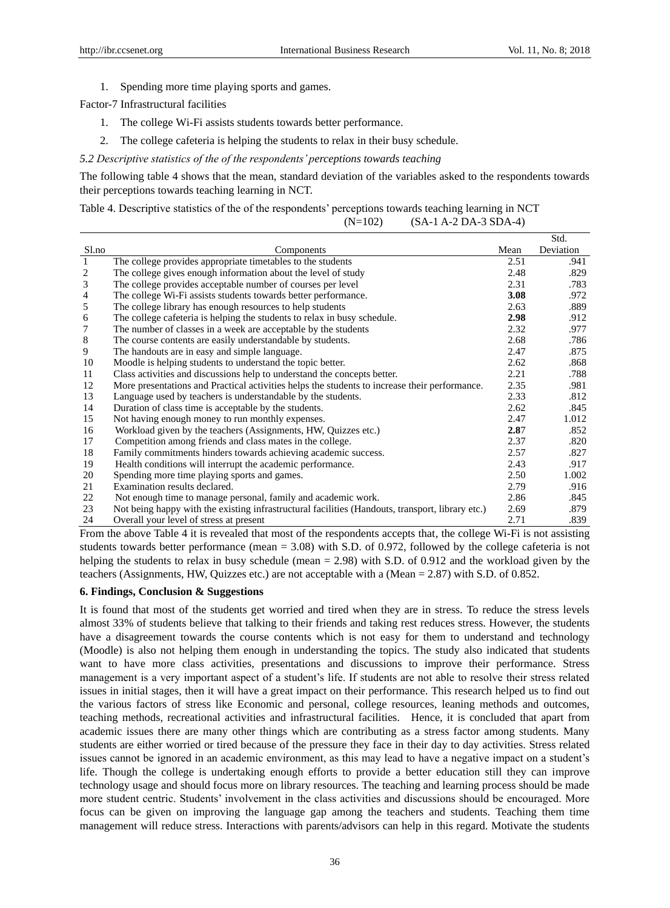1. Spending more time playing sports and games.

Factor-7 Infrastructural facilities

1. The college Wi-Fi assists students towards better performance.
2. The college cafeteria is helping the students to relax in their busy schedule.

*5.2 Descriptive statistics of the of the respondents' perceptions towards teaching*

The following table 4 shows that the mean, standard deviation of the variables asked to the respondents towards their perceptions towards teaching learning in NCT.

Table 4. Descriptive statistics of the of the respondents' perceptions towards teaching learning in NCT

(N=102) (SA-1 A-2 DA-3 SDA-4)

| Sl.no | Components | Mean | Std. Deviation |
|---|---|---|---|
| 1 | The college provides appropriate timetables to the students | 2.51 | .941 |
| 2 | The college gives enough information about the level of study | 2.48 | .829 |
| 3 | The college provides acceptable number of courses per level | 2.31 | .783 |
| 4 | The college Wi-Fi assists students towards better performance. | **3.08** | .972 |
| 5 | The college library has enough resources to help students | 2.63 | .889 |
| 6 | The college cafeteria is helping the students to relax in busy schedule. | **2.98** | .912 |
| 7 | The number of classes in a week are acceptable by the students | 2.32 | .977 |
| 8 | The course contents are easily understandable by students. | 2.68 | .786 |
| 9 | The handouts are in easy and simple language. | 2.47 | .875 |
| 10 | Moodle is helping students to understand the topic better. | 2.62 | .868 |
| 11 | Class activities and discussions help to understand the concepts better. | 2.21 | .788 |
| 12 | More presentations and Practical activities helps the students to increase their performance. | 2.35 | .981 |
| 13 | Language used by teachers is understandable by the students. | 2.33 | .812 |
| 14 | Duration of class time is acceptable by the students. | 2.62 | .845 |
| 15 | Not having enough money to run monthly expenses. | 2.47 | 1.012 |
| 16 | Workload given by the teachers (Assignments, HW, Quizzes etc.) | **2.8**7 | .852 |
| 17 | Competition among friends and class mates in the college. | 2.37 | .820 |
| 18 | Family commitments hinders towards achieving academic success. | 2.57 | .827 |
| 19 | Health conditions will interrupt the academic performance. | 2.43 | .917 |
| 20 | Spending more time playing sports and games. | 2.50 | 1.002 |
| 21 | Examination results declared. | 2.79 | .916 |
| 22 | Not enough time to manage personal, family and academic work. | 2.86 | .845 |
| 23 | Not being happy with the existing infrastructural facilities (Handouts, transport, library etc.) | 2.69 | .879 |
| 24 | Overall your level of stress at present | 2.71 | .839 |

From the above Table 4 it is revealed that most of the respondents accepts that, the college Wi-Fi is not assisting students towards better performance (mean = 3.08) with S.D. of 0.972, followed by the college cafeteria is not helping the students to relax in busy schedule (mean = 2.98) with S.D. of 0.912 and the workload given by the teachers (Assignments, HW, Quizzes etc.) are not acceptable with a (Mean = 2.87) with S.D. of 0.852.

## 6. Findings, Conclusion & Suggestions

It is found that most of the students get worried and tired when they are in stress. To reduce the stress levels almost 33% of students believe that talking to their friends and taking rest reduces stress. However, the students have a disagreement towards the course contents which is not easy for them to understand and technology (Moodle) is also not helping them enough in understanding the topics. The study also indicated that students want to have more class activities, presentations and discussions to improve their performance. Stress management is a very important aspect of a student's life. If students are not able to resolve their stress related issues in initial stages, then it will have a great impact on their performance. This research helped us to find out the various factors of stress like Economic and personal, college resources, leaning methods and outcomes, teaching methods, recreational activities and infrastructural facilities. Hence, it is concluded that apart from academic issues there are many other things which are contributing as a stress factor among students. Many students are either worried or tired because of the pressure they face in their day to day activities. Stress related issues cannot be ignored in an academic environment, as this may lead to have a negative impact on a student's life. Though the college is undertaking enough efforts to provide a better education still they can improve technology usage and should focus more on library resources. The teaching and learning process should be made more student centric. Students' involvement in the class activities and discussions should be encouraged. More focus can be given on improving the language gap among the teachers and students. Teaching them time management will reduce stress. Interactions with parents/advisors can help in this regard. Motivate the students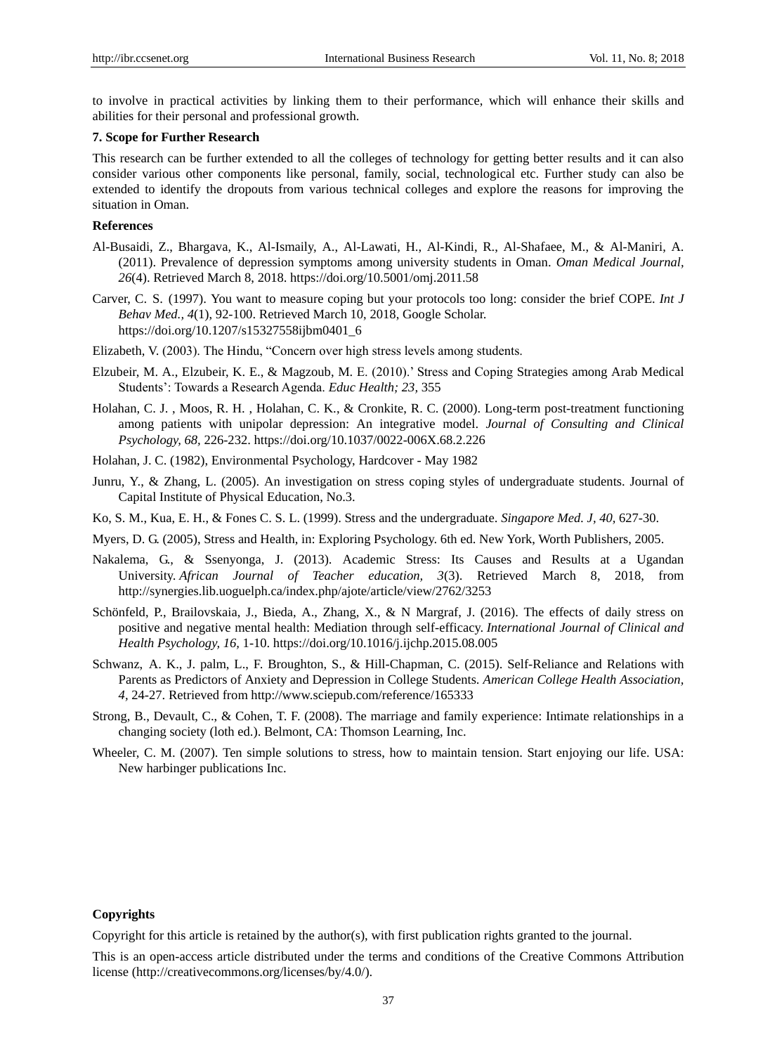to involve in practical activities by linking them to their performance, which will enhance their skills and abilities for their personal and professional growth.

## 7. Scope for Further Research

This research can be further extended to all the colleges of technology for getting better results and it can also consider various other components like personal, family, social, technological etc. Further study can also be extended to identify the dropouts from various technical colleges and explore the reasons for improving the situation in Oman.

## References

Al-Busaidi, Z., Bhargava, K., Al-Ismaily, A., Al-Lawati, H., Al-Kindi, R., Al-Shafaee, M., & Al-Maniri, A. (2011). Prevalence of depression symptoms among university students in Oman. *Oman Medical Journal, 26*(4). Retrieved March 8, 2018. https://doi.org/10.5001/omj.2011.58

Carver, C. S. (1997). You want to measure coping but your protocols too long: consider the brief COPE. *Int J Behav Med., 4*(1), 92-100. Retrieved March 10, 2018, Google Scholar. https://doi.org/10.1207/s15327558ijbm0401_6

Elizabeth, V. (2003). The Hindu, "Concern over high stress levels among students.

Elzubeir, M. A., Elzubeir, K. E., & Magzoub, M. E. (2010).' Stress and Coping Strategies among Arab Medical Students': Towards a Research Agenda. *Educ Health; 23,* 355

Holahan, C. J. , Moos, R. H. , Holahan, C. K., & Cronkite, R. C. (2000). Long-term post-treatment functioning among patients with unipolar depression: An integrative model. *Journal of Consulting and Clinical Psychology, 68,* 226-232. https://doi.org/10.1037/0022-006X.68.2.226

Holahan, J. C. (1982), Environmental Psychology, Hardcover - May 1982

Junru, Y., & Zhang, L. (2005). An investigation on stress coping styles of undergraduate students. Journal of Capital Institute of Physical Education, No.3.

Ko, S. M., Kua, E. H., & Fones C. S. L. (1999). Stress and the undergraduate. *Singapore Med. J, 40,* 627-30.

Myers, D. G. (2005), Stress and Health, in: Exploring Psychology. 6th ed. New York, Worth Publishers, 2005.

Nakalema, G., & Ssenyonga, J. (2013). Academic Stress: Its Causes and Results at a Ugandan University. *African Journal of Teacher education, 3*(3). Retrieved March 8, 2018, from http://synergies.lib.uoguelph.ca/index.php/ajote/article/view/2762/3253

Schönfeld, P., Brailovskaia, J., Bieda, A., Zhang, X., & N Margraf, J. (2016). The effects of daily stress on positive and negative mental health: Mediation through self-efficacy. *International Journal of Clinical and Health Psychology, 16,* 1-10. https://doi.org/10.1016/j.ijchp.2015.08.005

Schwanz, A. K., J. palm, L., F. Broughton, S., & Hill-Chapman, C. (2015). Self-Reliance and Relations with Parents as Predictors of Anxiety and Depression in College Students. *American College Health Association, 4,* 24-27. Retrieved from http://www.sciepub.com/reference/165333

Strong, B., Devault, C., & Cohen, T. F. (2008). The marriage and family experience: Intimate relationships in a changing society (loth ed.). Belmont, CA: Thomson Learning, Inc.

Wheeler, C. M. (2007). Ten simple solutions to stress, how to maintain tension. Start enjoying our life. USA: New harbinger publications Inc.

### Copyrights

Copyright for this article is retained by the author(s), with first publication rights granted to the journal.

This is an open-access article distributed under the terms and conditions of the Creative Commons Attribution license (http://creativecommons.org/licenses/by/4.0/).